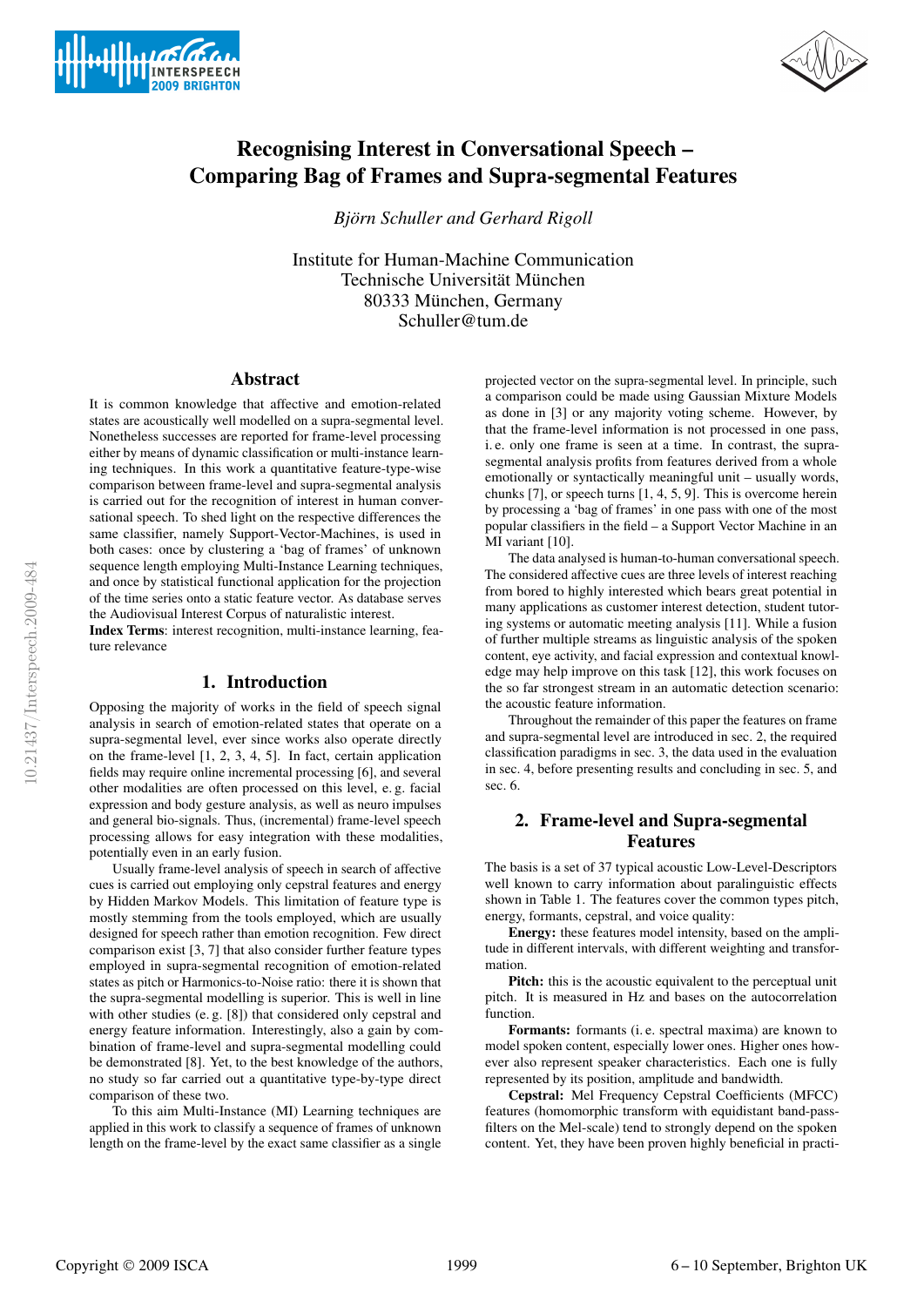# Recognising Interest in Conversational Speech – Comparing Bag of Frames and Supra-segmental Features

*Björn Schuller and Gerhard Rigoll*

Institute for Human-Machine Communication
Technische Universität München
80333 München, Germany
Schuller@tum.de

## Abstract

It is common knowledge that affective and emotion-related states are acoustically well modelled on a supra-segmental level. Nonetheless successes are reported for frame-level processing either by means of dynamic classification or multi-instance learning techniques. In this work a quantitative feature-type-wise comparison between frame-level and supra-segmental analysis is carried out for the recognition of interest in human conversational speech. To shed light on the respective differences the same classifier, namely Support-Vector-Machines, is used in both cases: once by clustering a 'bag of frames' of unknown sequence length employing Multi-Instance Learning techniques, and once by statistical functional application for the projection of the time series onto a static feature vector. As database serves the Audiovisual Interest Corpus of naturalistic interest.

**Index Terms**: interest recognition, multi-instance learning, feature relevance

## 1. Introduction

Opposing the majority of works in the field of speech signal analysis in search of emotion-related states that operate on a supra-segmental level, ever since works also operate directly on the frame-level [1, 2, 3, 4, 5]. In fact, certain application fields may require online incremental processing [6], and several other modalities are often processed on this level, e. g. facial expression and body gesture analysis, as well as neuro impulses and general bio-signals. Thus, (incremental) frame-level speech processing allows for easy integration with these modalities, potentially even in an early fusion.

Usually frame-level analysis of speech in search of affective cues is carried out employing only cepstral features and energy by Hidden Markov Models. This limitation of feature type is mostly stemming from the tools employed, which are usually designed for speech rather than emotion recognition. Few direct comparison exist [3, 7] that also consider further feature types employed in supra-segmental recognition of emotion-related states as pitch or Harmonics-to-Noise ratio: there it is shown that the supra-segmental modelling is superior. This is well in line with other studies (e. g. [8]) that considered only cepstral and energy feature information. Interestingly, also a gain by combination of frame-level and supra-segmental modelling could be demonstrated [8]. Yet, to the best knowledge of the authors, no study so far carried out a quantitative type-by-type direct comparison of these two.

To this aim Multi-Instance (MI) Learning techniques are applied in this work to classify a sequence of frames of unknown length on the frame-level by the exact same classifier as a single projected vector on the supra-segmental level. In principle, such a comparison could be made using Gaussian Mixture Models as done in [3] or any majority voting scheme. However, by that the frame-level information is not processed in one pass, i. e. only one frame is seen at a time. In contrast, the supra-segmental analysis profits from features derived from a whole emotionally or syntactically meaningful unit – usually words, chunks [7], or speech turns [1, 4, 5, 9]. This is overcome herein by processing a 'bag of frames' in one pass with one of the most popular classifiers in the field – a Support Vector Machine in an MI variant [10].

The data analysed is human-to-human conversational speech. The considered affective cues are three levels of interest reaching from bored to highly interested which bears great potential in many applications as customer interest detection, student tutoring systems or automatic meeting analysis [11]. While a fusion of further multiple streams as linguistic analysis of the spoken content, eye activity, and facial expression and contextual knowledge may help improve on this task [12], this work focuses on the so far strongest stream in an automatic detection scenario: the acoustic feature information.

Throughout the remainder of this paper the features on frame and supra-segmental level are introduced in sec. 2, the required classification paradigms in sec. 3, the data used in the evaluation in sec. 4, before presenting results and concluding in sec. 5, and sec. 6.

## 2. Frame-level and Supra-segmental Features

The basis is a set of 37 typical acoustic Low-Level-Descriptors well known to carry information about paralinguistic effects shown in Table 1. The features cover the common types pitch, energy, formants, cepstral, and voice quality:

**Energy:** these features model intensity, based on the amplitude in different intervals, with different weighting and transformation.

**Pitch:** this is the acoustic equivalent to the perceptual unit pitch. It is measured in Hz and bases on the autocorrelation function.

**Formants:** formants (i. e. spectral maxima) are known to model spoken content, especially lower ones. Higher ones however also represent speaker characteristics. Each one is fully represented by its position, amplitude and bandwidth.

**Cepstral:** Mel Frequency Cepstral Coefficients (MFCC) features (homomorphic transform with equidistant band-pass-filters on the Mel-scale) tend to strongly depend on the spoken content. Yet, they have been proven highly beneficial in practi-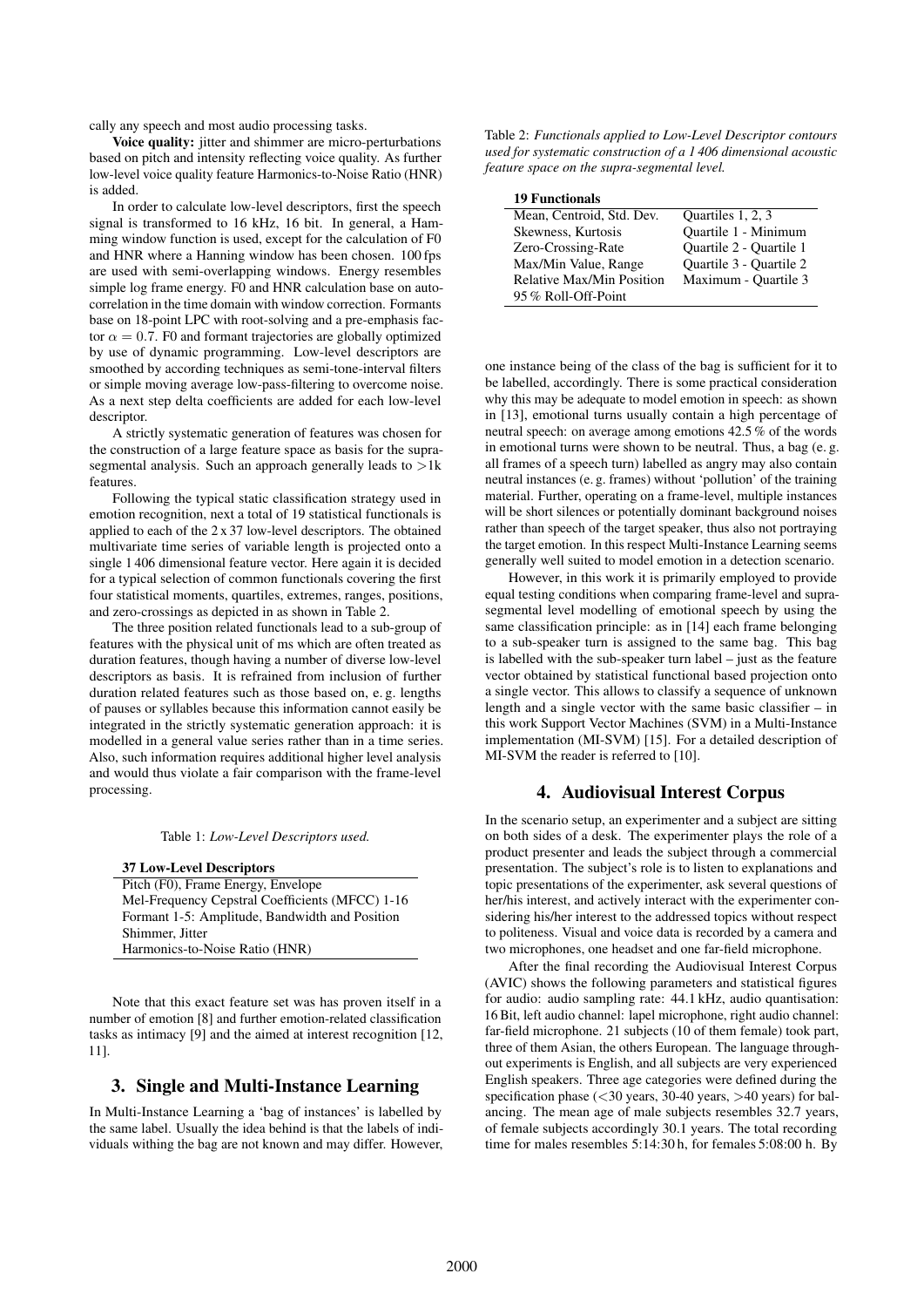cally any speech and most audio processing tasks.

**Voice quality:** jitter and shimmer are micro-perturbations based on pitch and intensity reflecting voice quality. As further low-level voice quality feature Harmonics-to-Noise Ratio (HNR) is added.

In order to calculate low-level descriptors, first the speech signal is transformed to 16 kHz, 16 bit. In general, a Hamming window function is used, except for the calculation of F0 and HNR where a Hanning window has been chosen. 100 fps are used with semi-overlapping windows. Energy resembles simple log frame energy. F0 and HNR calculation base on autocorrelation in the time domain with window correction. Formants base on 18-point LPC with root-solving and a pre-emphasis factor $\alpha = 0.7$. F0 and formant trajectories are globally optimized by use of dynamic programming. Low-level descriptors are smoothed by according techniques as semi-tone-interval filters or simple moving average low-pass-filtering to overcome noise. As a next step delta coefficients are added for each low-level descriptor.

A strictly systematic generation of features was chosen for the construction of a large feature space as basis for the supra-segmental analysis. Such an approach generally leads to >1k features.

Following the typical static classification strategy used in emotion recognition, next a total of 19 statistical functionals is applied to each of the 2 x 37 low-level descriptors. The obtained multivariate time series of variable length is projected onto a single 1 406 dimensional feature vector. Here again it is decided for a typical selection of common functionals covering the first four statistical moments, quartiles, extremes, ranges, positions, and zero-crossings as depicted in as shown in Table 2.

The three position related functionals lead to a sub-group of features with the physical unit of ms which are often treated as duration features, though having a number of diverse low-level descriptors as basis. It is refrained from inclusion of further duration related features such as those based on, e. g. lengths of pauses or syllables because this information cannot easily be integrated in the strictly systematic generation approach: it is modelled in a general value series rather than in a time series. Also, such information requires additional higher level analysis and would thus violate a fair comparison with the frame-level processing.

Table 1: *Low-Level Descriptors used.*

| **37 Low-Level Descriptors** |
|---|
| Pitch (F0), Frame Energy, Envelope |
| Mel-Frequency Cepstral Coefficients (MFCC) 1-16 |
| Formant 1-5: Amplitude, Bandwidth and Position |
| Shimmer, Jitter |
| Harmonics-to-Noise Ratio (HNR) |

Note that this exact feature set was has proven itself in a number of emotion [8] and further emotion-related classification tasks as intimacy [9] and the aimed at interest recognition [12, 11].

## 3. Single and Multi-Instance Learning

In Multi-Instance Learning a 'bag of instances' is labelled by the same label. Usually the idea behind is that the labels of individuals withing the bag are not known and may differ. However, one instance being of the class of the bag is sufficient for it to be labelled, accordingly. There is some practical consideration why this may be adequate to model emotion in speech: as shown in [13], emotional turns usually contain a high percentage of neutral speech: on average among emotions 42.5 % of the words in emotional turns were shown to be neutral. Thus, a bag (e. g. all frames of a speech turn) labelled as angry may also contain neutral instances (e. g. frames) without 'pollution' of the training material. Further, operating on a frame-level, multiple instances will be short silences or potentially dominant background noises rather than speech of the target speaker, thus also not portraying the target emotion. In this respect Multi-Instance Learning seems generally well suited to model emotion in a detection scenario.

Table 2: *Functionals applied to Low-Level Descriptor contours used for systematic construction of a 1 406 dimensional acoustic feature space on the supra-segmental level.*

| **19 Functionals** | |
|---|---|
| Mean, Centroid, Std. Dev. | Quartiles 1, 2, 3 |
| Skewness, Kurtosis | Quartile 1 - Minimum |
| Zero-Crossing-Rate | Quartile 2 - Quartile 1 |
| Max/Min Value, Range | Quartile 3 - Quartile 2 |
| Relative Max/Min Position | Maximum - Quartile 3 |
| 95 % Roll-Off-Point | |

However, in this work it is primarily employed to provide equal testing conditions when comparing frame-level and supra-segmental level modelling of emotional speech by using the same classification principle: as in [14] each frame belonging to a sub-speaker turn is assigned to the same bag. This bag is labelled with the sub-speaker turn label – just as the feature vector obtained by statistical functional based projection onto a single vector. This allows to classify a sequence of unknown length and a single vector with the same basic classifier – in this work Support Vector Machines (SVM) in a Multi-Instance implementation (MI-SVM) [15]. For a detailed description of MI-SVM the reader is referred to [10].

## 4. Audiovisual Interest Corpus

In the scenario setup, an experimenter and a subject are sitting on both sides of a desk. The experimenter plays the role of a product presenter and leads the subject through a commercial presentation. The subject's role is to listen to explanations and topic presentations of the experimenter, ask several questions of her/his interest, and actively interact with the experimenter considering his/her interest to the addressed topics without respect to politeness. Visual and voice data is recorded by a camera and two microphones, one headset and one far-field microphone.

After the final recording the Audiovisual Interest Corpus (AVIC) shows the following parameters and statistical figures for audio: audio sampling rate: 44.1 kHz, audio quantisation: 16 Bit, left audio channel: lapel microphone, right audio channel: far-field microphone. 21 subjects (10 of them female) took part, three of them Asian, the others European. The language throughout experiments is English, and all subjects are very experienced English speakers. Three age categories were defined during the specification phase (<30 years, 30-40 years, >40 years) for balancing. The mean age of male subjects resembles 32.7 years, of female subjects accordingly 30.1 years. The total recording time for males resembles 5:14:30 h, for females 5:08:00 h. By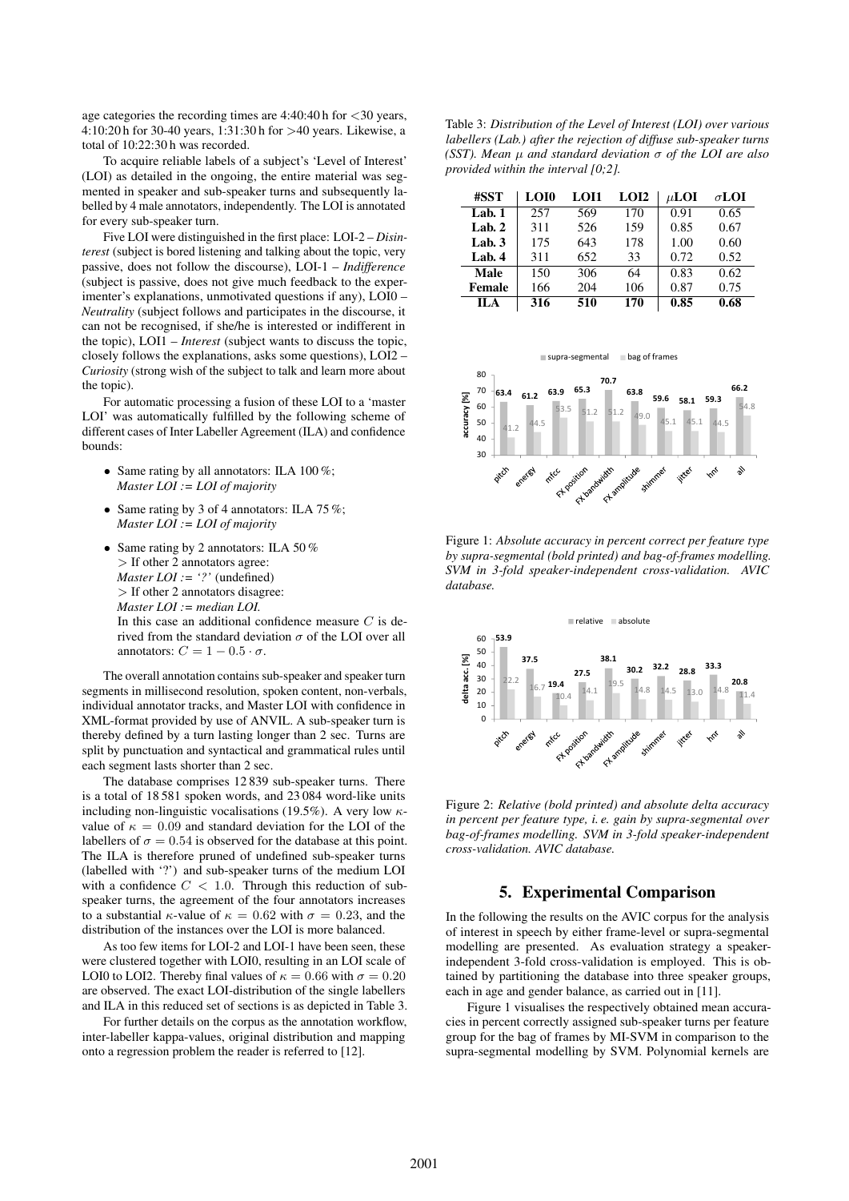age categories the recording times are 4:40:40 h for <30 years, 4:10:20 h for 30-40 years, 1:31:30 h for >40 years. Likewise, a total of 10:22:30 h was recorded.

To acquire reliable labels of a subject's 'Level of Interest' (LOI) as detailed in the ongoing, the entire material was segmented in speaker and sub-speaker turns and subsequently labelled by 4 male annotators, independently. The LOI is annotated for every sub-speaker turn.

Five LOI were distinguished in the first place: LOI-2 – *Disinterest* (subject is bored listening and talking about the topic, very passive, does not follow the discourse), LOI-1 – *Indifference* (subject is passive, does not give much feedback to the experimenter's explanations, unmotivated questions if any), LOI0 – *Neutrality* (subject follows and participates in the discourse, it can not be recognised, if she/he is interested or indifferent in the topic), LOI1 – *Interest* (subject wants to discuss the topic, closely follows the explanations, asks some questions), LOI2 – *Curiosity* (strong wish of the subject to talk and learn more about the topic).

For automatic processing a fusion of these LOI to a 'master LOI' was automatically fulfilled by the following scheme of different cases of Inter Labeller Agreement (ILA) and confidence bounds:

- Same rating by all annotators: ILA 100 %; *Master LOI := LOI of majority*
- Same rating by 3 of 4 annotators: ILA 75 %; *Master LOI := LOI of majority*
- Same rating by 2 annotators: ILA 50 %
  > If other 2 annotators agree:
  *Master LOI := '?'* (undefined)
  > If other 2 annotators disagree:
  *Master LOI := median LOI.*
  In this case an additional confidence measure $C$ is derived from the standard deviation $\sigma$ of the LOI over all annotators: $C = 1 - 0.5 \cdot \sigma$.

The overall annotation contains sub-speaker and speaker turn segments in millisecond resolution, spoken content, non-verbals, individual annotator tracks, and Master LOI with confidence in XML-format provided by use of ANVIL. A sub-speaker turn is thereby defined by a turn lasting longer than 2 sec. Turns are split by punctuation and syntactical and grammatical rules until each segment lasts shorter than 2 sec.

The database comprises 12 839 sub-speaker turns. There is a total of 18 581 spoken words, and 23 084 word-like units including non-linguistic vocalisations (19.5%). A very low $\kappa$-value of $\kappa = 0.09$ and standard deviation for the LOI of the labellers of $\sigma = 0.54$ is observed for the database at this point. The ILA is therefore pruned of undefined sub-speaker turns (labelled with '?') and sub-speaker turns of the medium LOI with a confidence $C < 1.0$. Through this reduction of sub-speaker turns, the agreement of the four annotators increases to a substantial $\kappa$-value of $\kappa = 0.62$ with $\sigma = 0.23$, and the distribution of the instances over the LOI is more balanced.

As too few items for LOI-2 and LOI-1 have been seen, these were clustered together with LOI0, resulting in an LOI scale of LOI0 to LOI2. Thereby final values of $\kappa = 0.66$ with $\sigma = 0.20$ are observed. The exact LOI-distribution of the single labellers and ILA in this reduced set of sections is as depicted in Table 3.

For further details on the corpus as the annotation workflow, inter-labeller kappa-values, original distribution and mapping onto a regression problem the reader is referred to [12].

Table 3: *Distribution of the Level of Interest (LOI) over various labellers (Lab.) after the rejection of diffuse sub-speaker turns (SST). Mean $\mu$ and standard deviation $\sigma$ of the LOI are also provided within the interval [0;2].*

| #SST | LOI0 | LOI1 | LOI2 | $\mu$LOI | $\sigma$LOI |
|---|---|---|---|---|---|
| **Lab. 1** | 257 | 569 | 170 | 0.91 | 0.65 |
| **Lab. 2** | 311 | 526 | 159 | 0.85 | 0.67 |
| **Lab. 3** | 175 | 643 | 178 | 1.00 | 0.60 |
| **Lab. 4** | 311 | 652 | 33 | 0.72 | 0.52 |
| **Male** | 150 | 306 | 64 | 0.83 | 0.62 |
| **Female** | 166 | 204 | 106 | 0.87 | 0.75 |
| **ILA** | **316** | **510** | **170** | **0.85** | **0.68** |

Figure 1: *Absolute accuracy in percent correct per feature type by supra-segmental (bold printed) and bag-of-frames modelling. SVM in 3-fold speaker-independent cross-validation. AVIC database.*

Figure 2: *Relative (bold printed) and absolute delta accuracy in percent per feature type, i. e. gain by supra-segmental over bag-of-frames modelling. SVM in 3-fold speaker-independent cross-validation. AVIC database.*

## 5. Experimental Comparison

In the following the results on the AVIC corpus for the analysis of interest in speech by either frame-level or supra-segmental modelling are presented. As evaluation strategy a speaker-independent 3-fold cross-validation is employed. This is obtained by partitioning the database into three speaker groups, each in age and gender balance, as carried out in [11].

Figure 1 visualises the respectively obtained mean accuracies in percent correctly assigned sub-speaker turns per feature group for the bag of frames by MI-SVM in comparison to the supra-segmental modelling by SVM. Polynomial kernels are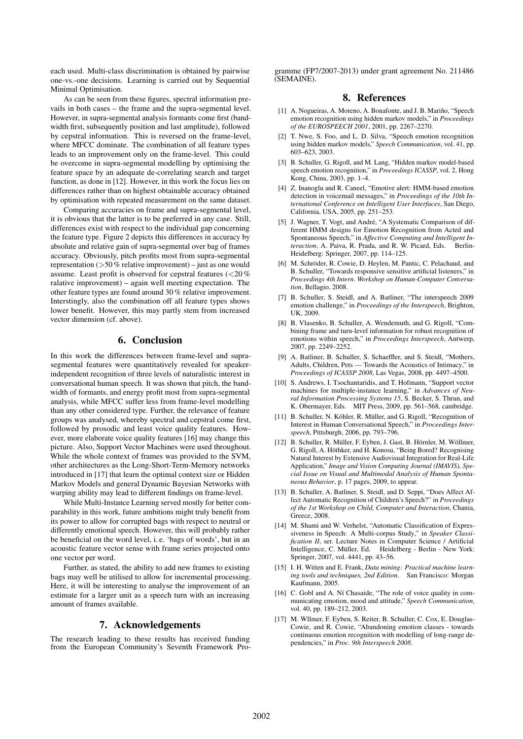each used. Multi-class discrimination is obtained by pairwise one-vs.-one decisions. Learning is carried out by Sequential Minimal Optimisation.

As can be seen from these figures, spectral information prevails in both cases – the frame and the supra-segmental level. However, in supra-segmental analysis formants come first (bandwidth first, subsequently position and last amplitude), followed by cepstral information. This is reversed on the frame-level, where MFCC dominate. The combination of all feature types leads to an improvement only on the frame-level. This could be overcome in supra-segmental modelling by optimising the feature space by an adequate de-correlating search and target function, as done in [12]. However, in this work the focus lies on differences rather than on highest obtainable accuracy obtained by optimisation with repeated measurement on the same dataset.

Comparing accuracies on frame and supra-segmental level, it is obvious that the latter is to be preferred in any case. Still, differences exist with respect to the individual gap concerning the feature type. Figure 2 depicts this differences in accuracy by absolute and relative gain of supra-segmental over bag of frames accuracy. Obviously, pitch profits most from supra-segmental representation (>50 % relative improvement) – just as one would assume. Least profit is observed for cepstral features (<20 % ralative improvement) – again well meeting expectation. The other feature types are found around 30 % relative improvement. Interstingly, also the combination off all feature types shows lower benefit. However, this may partly stem from increased vector dimension (cf. above).

## 6. Conclusion

In this work the differences between frame-level and supra-segmental features were quantitatively revealed for speaker-independent recognition of three levels of naturalistic interest in conversational human speech. It was shown that pitch, the bandwidth of formants, and energy profit most from supra-segmental analysis, while MFCC suffer less from frame-level modelling than any other considered type. Further, the relevance of feature groups was analysed, whereby spectral and cepstral come first, followed by prosodic and least voice quality features. However, more elaborate voice quality features [16] may change this picture. Also, Support Vector Machines were used throughout. While the whole context of frames was provided to the SVM, other architectures as the Long-Short-Term-Memory networks introduced in [17] that learn the optimal context size or Hidden Markov Models and general Dynamic Bayesian Networks with warping ability may lead to different findings on frame-level.

While Multi-Instance Learning served mostly for better comparability in this work, future ambitions might truly benefit from its power to allow for corrupted bags with respect to neutral or differently emotional speech. However, this will probably rather be beneficial on the word level, i. e. 'bags of words', but in an acoustic feature vector sense with frame series projected onto one vector per word.

Further, as stated, the ability to add new frames to existing bags may well be utilised to allow for incremental processing. Here, it will be interesting to analyse the improvement of an estimate for a larger unit as a speech turn with an increasing amount of frames available.

## 7. Acknowledgements

The research leading to these results has received funding from the European Community's Seventh Framework Programme (FP7/2007-2013) under grant agreement No. 211486 (SEMAINE).

## 8. References

[1] A. Nogueiras, A. Moreno, A. Bonafonte, and J. B. Mariño, "Speech emotion recognition using hidden markov models," in *Proceedings of the EUROSPEECH 2001*, 2001, pp. 2267–2270.

[2] T. Nwe, S. Foo, and L. D. Silva, "Speech emotion recognition using hidden markov models," *Speech Communication*, vol. 41, pp. 603–623, 2003.

[3] B. Schuller, G. Rigoll, and M. Lang, "Hidden markov model-based speech emotion recognition," in *Proceedings ICASSP*, vol. 2, Hong Kong, China, 2003, pp. 1–4.

[4] Z. Inanoglu and R. Caneel, "Emotive alert: HMM-based emotion detection in voicemail messages," in *Proceedings of the 10th International Conference on Intelligent User Interfaces*, San Diego, California, USA, 2005, pp. 251–253.

[5] J. Wagner, T. Vogt, and André, "A Systematic Comparison of different HMM designs for Emotion Recognition from Acted and Spontaneous Speech," in *Affective Computing and Intelligent Interaction*, A. Paiva, R. Prada, and R. W. Picard, Eds. Berlin-Heidelberg: Springer, 2007, pp. 114–125.

[6] M. Schröder, R. Cowie, D. Heylen, M. Pantic, C. Pelachaud, and B. Schuller, "Towards responsive sensitive artificial listeners," in *Proceedings 4th Intern. Workshop on Human-Computer Conversation*, Bellagio, 2008.

[7] B. Schuller, S. Steidl, and A. Batliner, "The interspeech 2009 emotion challenge," in *Proceedings of the Interspeech*, Brighton, UK, 2009.

[8] B. Vlasenko, B. Schuller, A. Wendemuth, and G. Rigoll, "Combining frame and turn-level information for robust recognition of emotions within speech," in *Proceedings Interspeech*, Antwerp, 2007, pp. 2249–2252.

[9] A. Batliner, B. Schuller, S. Schaeffler, and S. Steidl, "Mothers, Adults, Children, Pets — Towards the Acoustics of Intimacy," in *Proceedings of ICASSP 2008*, Las Vegas, 2008, pp. 4497–4500.

[10] S. Andrews, I. Tsochantaridis, and T. Hofmann, "Support vector machines for multiple-instance learning," in *Advances of Neural Information Processing Systems 15*, S. Becker, S. Thrun, and K. Obermayer, Eds. MIT Press, 2009, pp. 561–568, cambridge.

[11] B. Schuller, N. Köhler, R. Müller, and G. Rigoll, "Recognition of Interest in Human Conversational Speech," in *Proceedings Interspeech*, Pittsburgh, 2006, pp. 793–796.

[12] B. Schuller, R. Müller, F. Eyben, J. Gast, B. Hörnler, M. Wöllmer, G. Rigoll, A. Höthker, and H. Konosu, "Being Bored? Recognising Natural Interest by Extensive Audiovisual Integration for Real-Life Application," *Image and Vision Computing Journal (IMAVIS), Special Issue on Visual and Multimodal Analysis of Human Spontaneous Behavior*, p. 17 pages, 2009, to appear.

[13] B. Schuller, A. Batliner, S. Steidl, and D. Seppi, "Does Affect Affect Automatic Recognition of Children's Speech?" in *Proceedings of the 1st Workshop on Child, Computer and Interaction*, Chania, Greece, 2008.

[14] M. Shami and W. Verhelst, "Automatic Classification of Expressiveness in Speech: A Multi-corpus Study," in *Speaker Classification II*, ser. Lecture Notes in Computer Science / Artificial Intelligence, C. Müller, Ed. Heidelberg - Berlin - New York: Springer, 2007, vol. 4441, pp. 43–56.

[15] I. H. Witten and E. Frank, *Data mining: Practical machine learning tools and techniques, 2nd Edition*. San Francisco: Morgan Kaufmann, 2005.

[16] C. Gobl and A. Ní Chasaide, "The role of voice quality in communicating emotion, mood and attitude," *Speech Communication*, vol. 40, pp. 189–212, 2003.

[17] M. Wllmer, F. Eyben, S. Reiter, B. Schuller, C. Cox, E. Douglas-Cowie, and R. Cowie, "Abandoning emotion classes - towards continuous emotion recognition with modelling of long-range dependencies," in *Proc. 9th Interspeech 2008*.